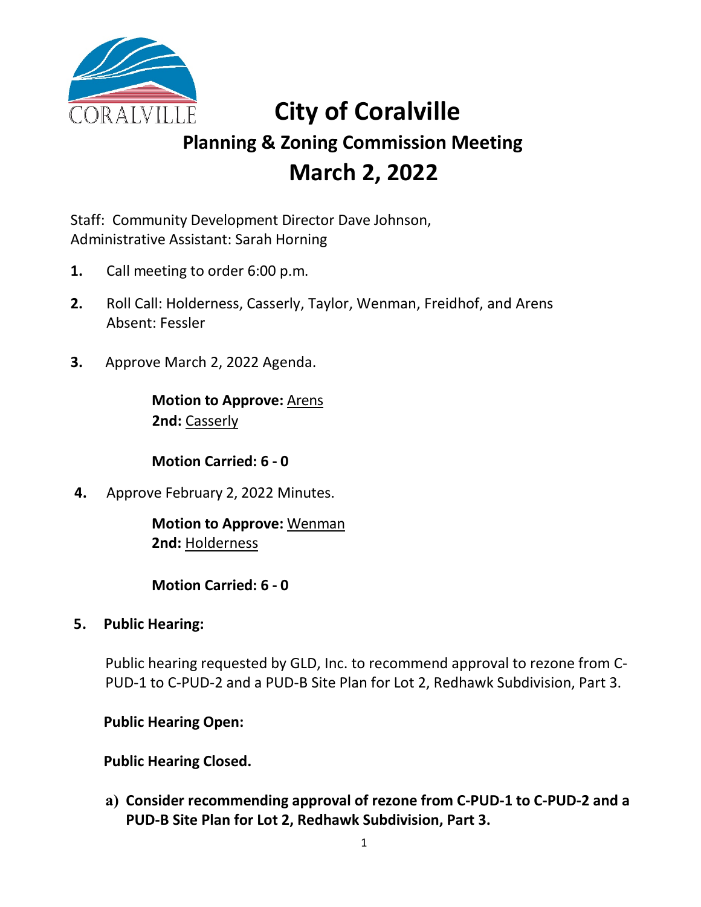# City of Coralville

## Planning & Zoning Commission Meeting

# March 2, 2022

Staff: Community Development Director Dave Johnson,
Administrative Assistant: Sarah Horning

1. Call meeting to order 6:00 p.m.

2. Roll Call: Holderness, Casserly, Taylor, Wenman, Freidhof, and Arens
   Absent: Fessler

3. Approve March 2, 2022 Agenda.

   **Motion to Approve:** Arens
   **2nd:** Casserly

   **Motion Carried: 6 - 0**

4. Approve February 2, 2022 Minutes.

   **Motion to Approve:** Wenman
   **2nd:** Holderness

   **Motion Carried: 6 - 0**

5. **Public Hearing:**

   Public hearing requested by GLD, Inc. to recommend approval to rezone from C-PUD-1 to C-PUD-2 and a PUD-B Site Plan for Lot 2, Redhawk Subdivision, Part 3.

   **Public Hearing Open:**

   **Public Hearing Closed.**

   a) **Consider recommending approval of rezone from C-PUD-1 to C-PUD-2 and a PUD-B Site Plan for Lot 2, Redhawk Subdivision, Part 3.**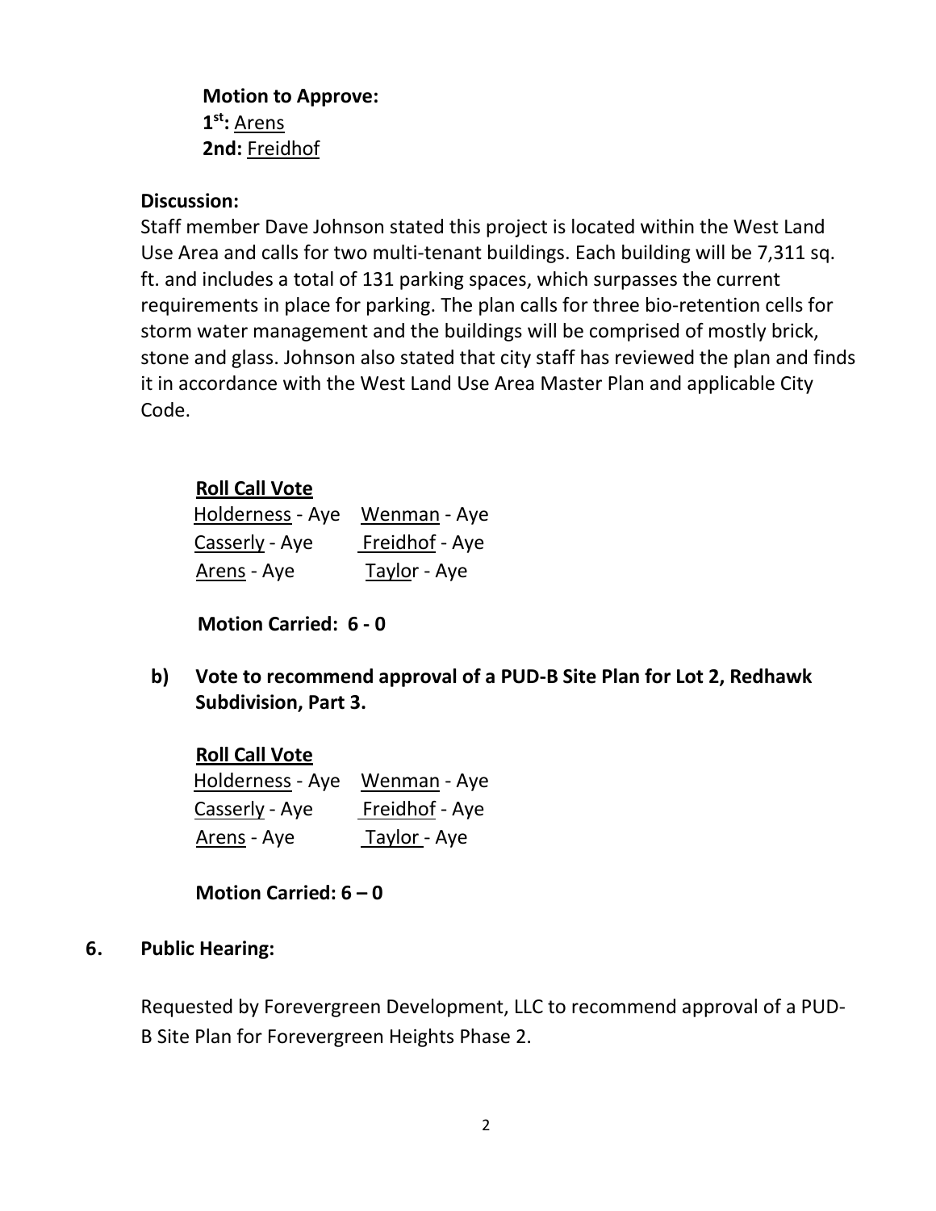**Motion to Approve:**
**1st:** Arens
**2nd:** Freidhof

**Discussion:**
Staff member Dave Johnson stated this project is located within the West Land Use Area and calls for two multi-tenant buildings. Each building will be 7,311 sq. ft. and includes a total of 131 parking spaces, which surpasses the current requirements in place for parking. The plan calls for three bio-retention cells for storm water management and the buildings will be comprised of mostly brick, stone and glass. Johnson also stated that city staff has reviewed the plan and finds it in accordance with the West Land Use Area Master Plan and applicable City Code.

**Roll Call Vote**

| | |
|---|---|
| Holderness - Aye | Wenman - Aye |
| Casserly - Aye | Freidhof - Aye |
| Arens - Aye | Taylor - Aye |

**Motion Carried: 6 - 0**

**b) Vote to recommend approval of a PUD-B Site Plan for Lot 2, Redhawk Subdivision, Part 3.**

**Roll Call Vote**

| | |
|---|---|
| Holderness - Aye | Wenman - Aye |
| Casserly - Aye | Freidhof - Aye |
| Arens - Aye | Taylor - Aye |

**Motion Carried: 6 – 0**

**6. Public Hearing:**

Requested by Forevergreen Development, LLC to recommend approval of a PUD-B Site Plan for Forevergreen Heights Phase 2.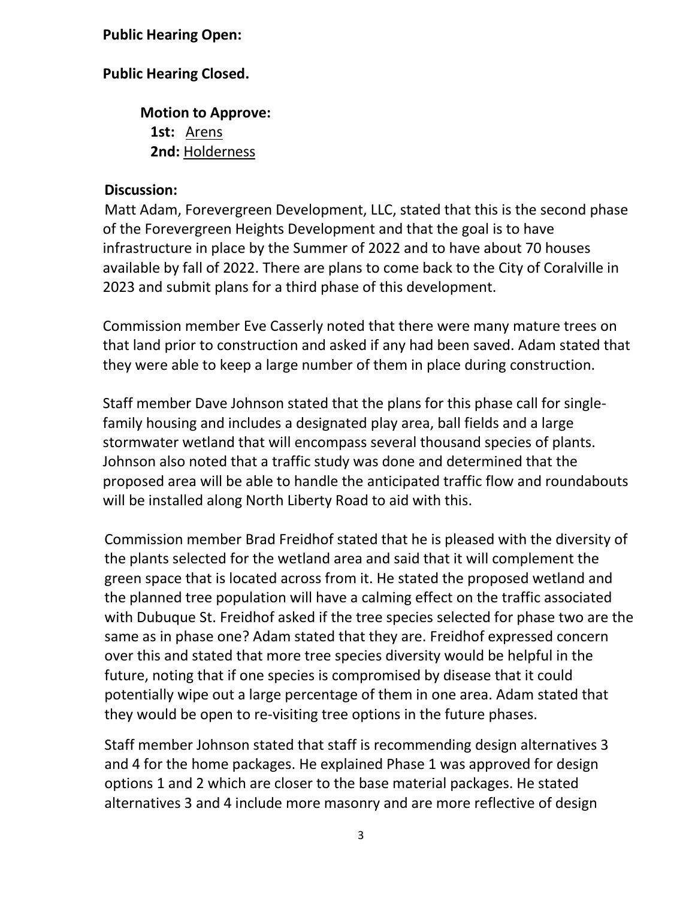**Public Hearing Open:**

**Public Hearing Closed.**

**Motion to Approve:**
**1st:** Arens
**2nd:** Holderness

**Discussion:**

Matt Adam, Forevergreen Development, LLC, stated that this is the second phase of the Forevergreen Heights Development and that the goal is to have infrastructure in place by the Summer of 2022 and to have about 70 houses available by fall of 2022. There are plans to come back to the City of Coralville in 2023 and submit plans for a third phase of this development.

Commission member Eve Casserly noted that there were many mature trees on that land prior to construction and asked if any had been saved. Adam stated that they were able to keep a large number of them in place during construction.

Staff member Dave Johnson stated that the plans for this phase call for single-family housing and includes a designated play area, ball fields and a large stormwater wetland that will encompass several thousand species of plants. Johnson also noted that a traffic study was done and determined that the proposed area will be able to handle the anticipated traffic flow and roundabouts will be installed along North Liberty Road to aid with this.

Commission member Brad Freidhof stated that he is pleased with the diversity of the plants selected for the wetland area and said that it will complement the green space that is located across from it. He stated the proposed wetland and the planned tree population will have a calming effect on the traffic associated with Dubuque St. Freidhof asked if the tree species selected for phase two are the same as in phase one? Adam stated that they are. Freidhof expressed concern over this and stated that more tree species diversity would be helpful in the future, noting that if one species is compromised by disease that it could potentially wipe out a large percentage of them in one area. Adam stated that they would be open to re-visiting tree options in the future phases.

Staff member Johnson stated that staff is recommending design alternatives 3 and 4 for the home packages. He explained Phase 1 was approved for design options 1 and 2 which are closer to the base material packages. He stated alternatives 3 and 4 include more masonry and are more reflective of design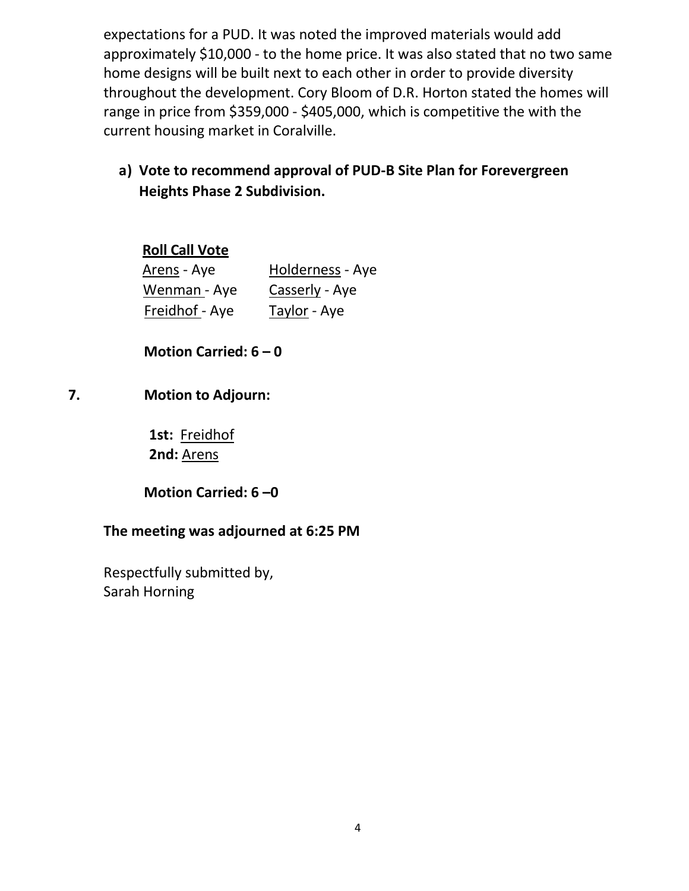expectations for a PUD. It was noted the improved materials would add approximately $10,000 - to the home price. It was also stated that no two same home designs will be built next to each other in order to provide diversity throughout the development. Cory Bloom of D.R. Horton stated the homes will range in price from $359,000 - $405,000, which is competitive the with the current housing market in Coralville.

**a) Vote to recommend approval of PUD-B Site Plan for Forevergreen Heights Phase 2 Subdivision.**

**Roll Call Vote**

| | |
|---|---|
| Arens - Aye | Holderness - Aye |
| Wenman - Aye | Casserly - Aye |
| Freidhof - Aye | Taylor - Aye |

**Motion Carried: 6 – 0**

**7. Motion to Adjourn:**

**1st:** Freidhof
**2nd:** Arens

**Motion Carried: 6 –0**

**The meeting was adjourned at 6:25 PM**

Respectfully submitted by,
Sarah Horning